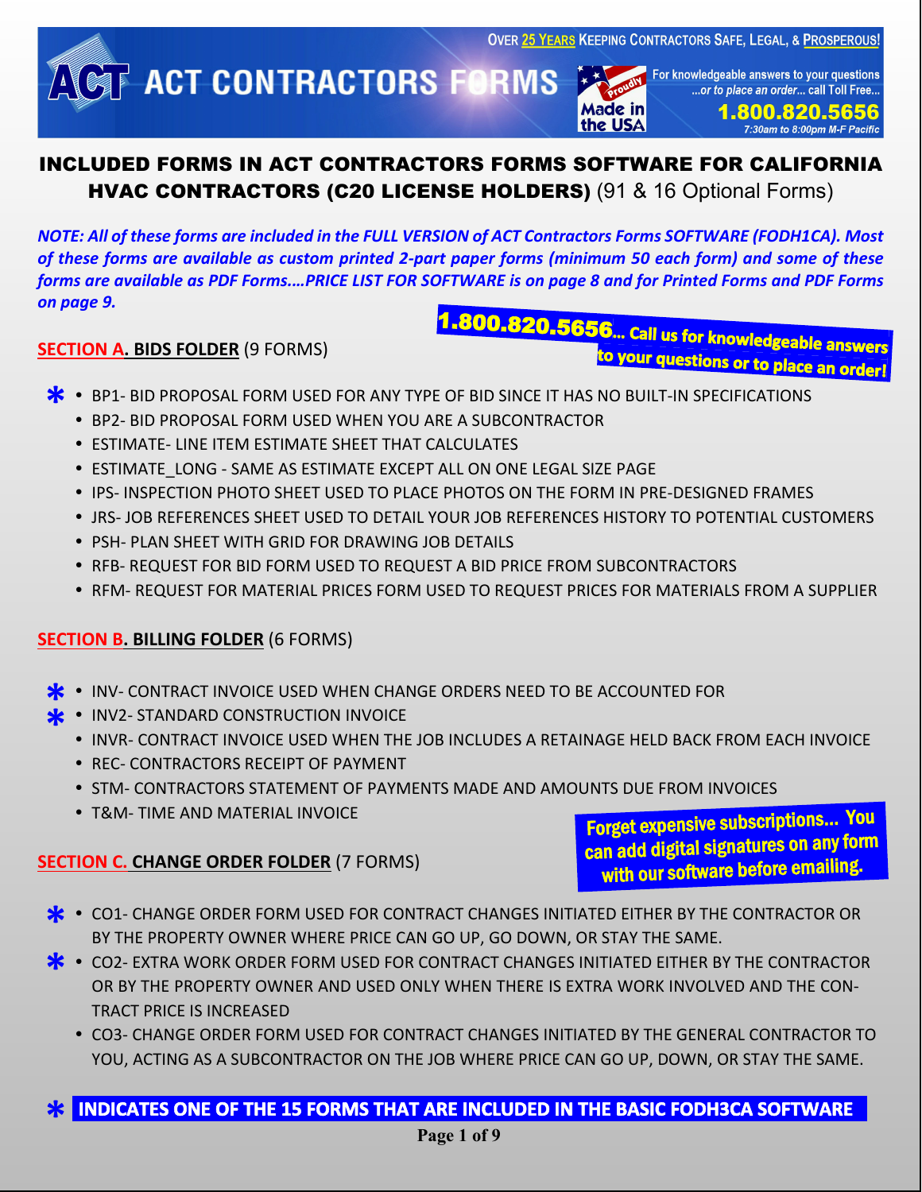OVER 25 YEARS KEEPING CONTRACTORS SAFE, LEGAL, & PROSPEROUS!

# ACT CONTRACTORS FORMS

Proudly Made in the USA

For knowledgeable answers to your questions ...or to place an order... call Toll Free...
**1.800.820.5656**
7:30am to 8:00pm M-F Pacific

## INCLUDED FORMS IN ACT CONTRACTORS FORMS SOFTWARE FOR CALIFORNIA HVAC CONTRACTORS (C20 LICENSE HOLDERS) (91 & 16 Optional Forms)

*NOTE: All of these forms are included in the FULL VERSION of ACT Contractors Forms SOFTWARE (FODH1CA). Most of these forms are available as custom printed 2-part paper forms (minimum 50 each form) and some of these forms are available as PDF Forms....PRICE LIST FOR SOFTWARE is on page 8 and for Printed Forms and PDF Forms on page 9.*

**1.800.820.5656... Call us for knowledgeable answers to your questions or to place an order!**

### SECTION A. BIDS FOLDER (9 FORMS)

- * BP1- BID PROPOSAL FORM USED FOR ANY TYPE OF BID SINCE IT HAS NO BUILT-IN SPECIFICATIONS
- BP2- BID PROPOSAL FORM USED WHEN YOU ARE A SUBCONTRACTOR
- ESTIMATE- LINE ITEM ESTIMATE SHEET THAT CALCULATES
- ESTIMATE_LONG - SAME AS ESTIMATE EXCEPT ALL ON ONE LEGAL SIZE PAGE
- IPS- INSPECTION PHOTO SHEET USED TO PLACE PHOTOS ON THE FORM IN PRE-DESIGNED FRAMES
- JRS- JOB REFERENCES SHEET USED TO DETAIL YOUR JOB REFERENCES HISTORY TO POTENTIAL CUSTOMERS
- PSH- PLAN SHEET WITH GRID FOR DRAWING JOB DETAILS
- RFB- REQUEST FOR BID FORM USED TO REQUEST A BID PRICE FROM SUBCONTRACTORS
- RFM- REQUEST FOR MATERIAL PRICES FORM USED TO REQUEST PRICES FOR MATERIALS FROM A SUPPLIER

### SECTION B. BILLING FOLDER (6 FORMS)

- * INV- CONTRACT INVOICE USED WHEN CHANGE ORDERS NEED TO BE ACCOUNTED FOR
- * INV2- STANDARD CONSTRUCTION INVOICE
- INVR- CONTRACT INVOICE USED WHEN THE JOB INCLUDES A RETAINAGE HELD BACK FROM EACH INVOICE
- REC- CONTRACTORS RECEIPT OF PAYMENT
- STM- CONTRACTORS STATEMENT OF PAYMENTS MADE AND AMOUNTS DUE FROM INVOICES
- T&M- TIME AND MATERIAL INVOICE

**Forget expensive subscriptions... You can add digital signatures on any form with our software before emailing.**

### SECTION C. CHANGE ORDER FOLDER (7 FORMS)

- * CO1- CHANGE ORDER FORM USED FOR CONTRACT CHANGES INITIATED EITHER BY THE CONTRACTOR OR BY THE PROPERTY OWNER WHERE PRICE CAN GO UP, GO DOWN, OR STAY THE SAME.
- * CO2- EXTRA WORK ORDER FORM USED FOR CONTRACT CHANGES INITIATED EITHER BY THE CONTRACTOR OR BY THE PROPERTY OWNER AND USED ONLY WHEN THERE IS EXTRA WORK INVOLVED AND THE CONTRACT PRICE IS INCREASED
- CO3- CHANGE ORDER FORM USED FOR CONTRACT CHANGES INITIATED BY THE GENERAL CONTRACTOR TO YOU, ACTING AS A SUBCONTRACTOR ON THE JOB WHERE PRICE CAN GO UP, DOWN, OR STAY THE SAME.

**\* INDICATES ONE OF THE 15 FORMS THAT ARE INCLUDED IN THE BASIC FODH3CA SOFTWARE**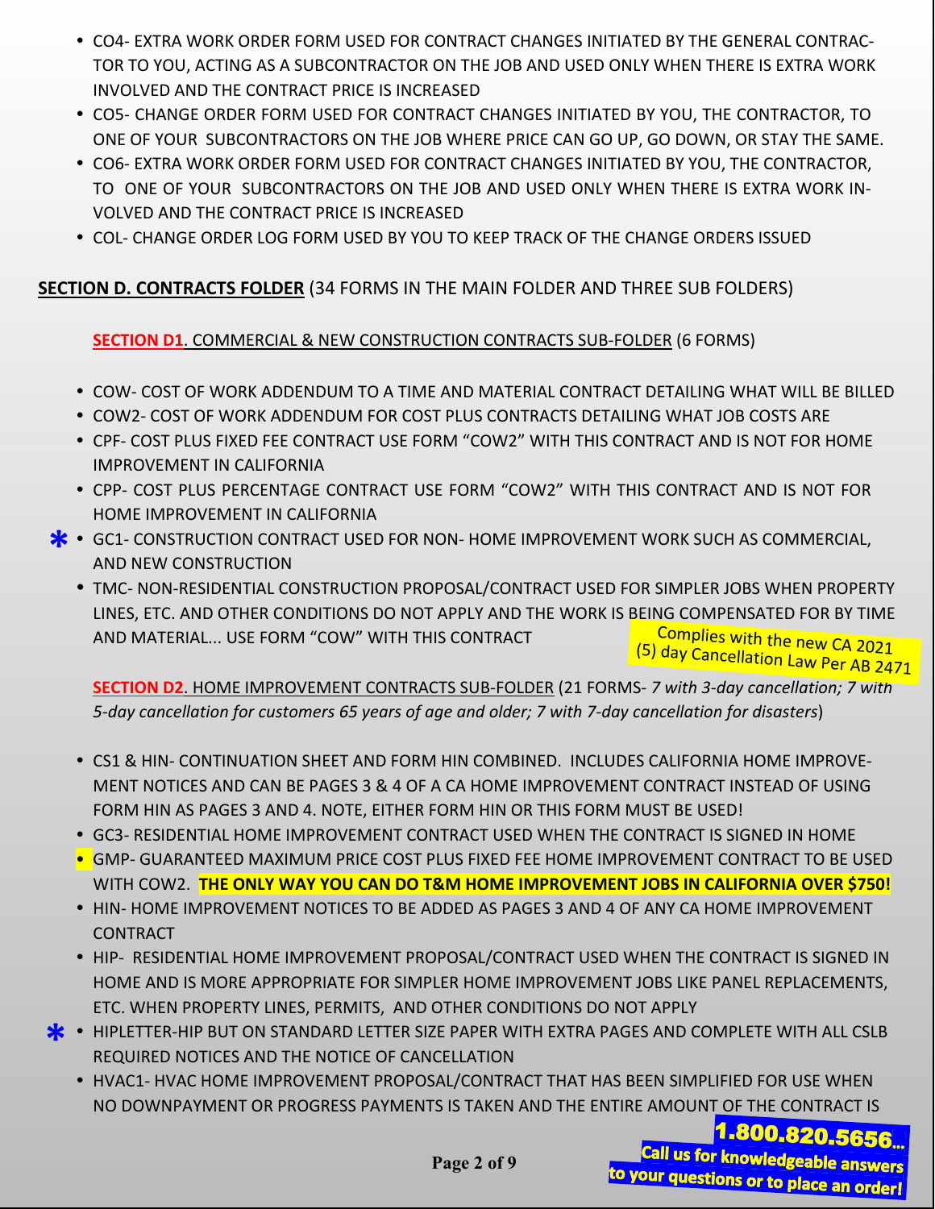- CO4- EXTRA WORK ORDER FORM USED FOR CONTRACT CHANGES INITIATED BY THE GENERAL CONTRACTOR TO YOU, ACTING AS A SUBCONTRACTOR ON THE JOB AND USED ONLY WHEN THERE IS EXTRA WORK INVOLVED AND THE CONTRACT PRICE IS INCREASED
- CO5- CHANGE ORDER FORM USED FOR CONTRACT CHANGES INITIATED BY YOU, THE CONTRACTOR, TO ONE OF YOUR SUBCONTRACTORS ON THE JOB WHERE PRICE CAN GO UP, GO DOWN, OR STAY THE SAME.
- CO6- EXTRA WORK ORDER FORM USED FOR CONTRACT CHANGES INITIATED BY YOU, THE CONTRACTOR, TO ONE OF YOUR SUBCONTRACTORS ON THE JOB AND USED ONLY WHEN THERE IS EXTRA WORK INVOLVED AND THE CONTRACT PRICE IS INCREASED
- COL- CHANGE ORDER LOG FORM USED BY YOU TO KEEP TRACK OF THE CHANGE ORDERS ISSUED

## SECTION D. CONTRACTS FOLDER (34 FORMS IN THE MAIN FOLDER AND THREE SUB FOLDERS)

### SECTION D1. COMMERCIAL & NEW CONSTRUCTION CONTRACTS SUB-FOLDER (6 FORMS)

- COW- COST OF WORK ADDENDUM TO A TIME AND MATERIAL CONTRACT DETAILING WHAT WILL BE BILLED
- COW2- COST OF WORK ADDENDUM FOR COST PLUS CONTRACTS DETAILING WHAT JOB COSTS ARE
- CPF- COST PLUS FIXED FEE CONTRACT USE FORM "COW2" WITH THIS CONTRACT AND IS NOT FOR HOME IMPROVEMENT IN CALIFORNIA
- CPP- COST PLUS PERCENTAGE CONTRACT USE FORM "COW2" WITH THIS CONTRACT AND IS NOT FOR HOME IMPROVEMENT IN CALIFORNIA
- * GC1- CONSTRUCTION CONTRACT USED FOR NON- HOME IMPROVEMENT WORK SUCH AS COMMERCIAL, AND NEW CONSTRUCTION
- TMC- NON-RESIDENTIAL CONSTRUCTION PROPOSAL/CONTRACT USED FOR SIMPLER JOBS WHEN PROPERTY LINES, ETC. AND OTHER CONDITIONS DO NOT APPLY AND THE WORK IS BEING COMPENSATED FOR BY TIME AND MATERIAL... USE FORM "COW" WITH THIS CONTRACT

Complies with the new CA 2021 (5) day Cancellation Law Per AB 2471

### SECTION D2. HOME IMPROVEMENT CONTRACTS SUB-FOLDER (21 FORMS- *7 with 3-day cancellation; 7 with 5-day cancellation for customers 65 years of age and older; 7 with 7-day cancellation for disasters*)

- CS1 & HIN- CONTINUATION SHEET AND FORM HIN COMBINED. INCLUDES CALIFORNIA HOME IMPROVEMENT NOTICES AND CAN BE PAGES 3 & 4 OF A CA HOME IMPROVEMENT CONTRACT INSTEAD OF USING FORM HIN AS PAGES 3 AND 4. NOTE, EITHER FORM HIN OR THIS FORM MUST BE USED!
- GC3- RESIDENTIAL HOME IMPROVEMENT CONTRACT USED WHEN THE CONTRACT IS SIGNED IN HOME
- GMP- GUARANTEED MAXIMUM PRICE COST PLUS FIXED FEE HOME IMPROVEMENT CONTRACT TO BE USED WITH COW2. **THE ONLY WAY YOU CAN DO T&M HOME IMPROVEMENT JOBS IN CALIFORNIA OVER $750!**
- HIN- HOME IMPROVEMENT NOTICES TO BE ADDED AS PAGES 3 AND 4 OF ANY CA HOME IMPROVEMENT CONTRACT
- HIP- RESIDENTIAL HOME IMPROVEMENT PROPOSAL/CONTRACT USED WHEN THE CONTRACT IS SIGNED IN HOME AND IS MORE APPROPRIATE FOR SIMPLER HOME IMPROVEMENT JOBS LIKE PANEL REPLACEMENTS, ETC. WHEN PROPERTY LINES, PERMITS, AND OTHER CONDITIONS DO NOT APPLY
- * HIPLETTER-HIP BUT ON STANDARD LETTER SIZE PAPER WITH EXTRA PAGES AND COMPLETE WITH ALL CSLB REQUIRED NOTICES AND THE NOTICE OF CANCELLATION
- HVAC1- HVAC HOME IMPROVEMENT PROPOSAL/CONTRACT THAT HAS BEEN SIMPLIFIED FOR USE WHEN NO DOWNPAYMENT OR PROGRESS PAYMENTS IS TAKEN AND THE ENTIRE AMOUNT OF THE CONTRACT IS

**1.800.820.5656...**
**Call us for knowledgeable answers to your questions or to place an order!**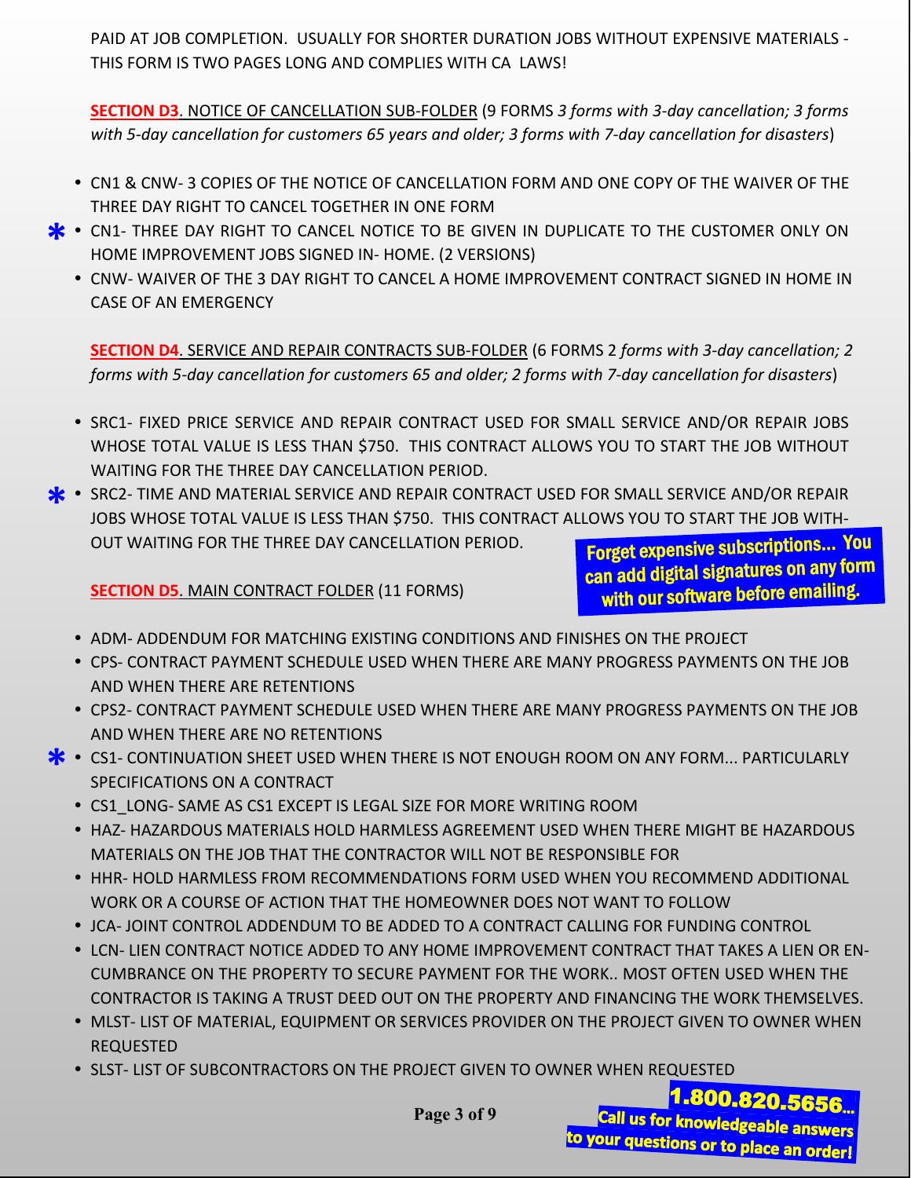PAID AT JOB COMPLETION. USUALLY FOR SHORTER DURATION JOBS WITHOUT EXPENSIVE MATERIALS - THIS FORM IS TWO PAGES LONG AND COMPLIES WITH CA LAWS!

**SECTION D3**. NOTICE OF CANCELLATION SUB-FOLDER (9 FORMS *3 forms with 3-day cancellation; 3 forms with 5-day cancellation for customers 65 years and older; 3 forms with 7-day cancellation for disasters*)

- CN1 & CNW- 3 COPIES OF THE NOTICE OF CANCELLATION FORM AND ONE COPY OF THE WAIVER OF THE THREE DAY RIGHT TO CANCEL TOGETHER IN ONE FORM
- * CN1- THREE DAY RIGHT TO CANCEL NOTICE TO BE GIVEN IN DUPLICATE TO THE CUSTOMER ONLY ON HOME IMPROVEMENT JOBS SIGNED IN- HOME. (2 VERSIONS)
- CNW- WAIVER OF THE 3 DAY RIGHT TO CANCEL A HOME IMPROVEMENT CONTRACT SIGNED IN HOME IN CASE OF AN EMERGENCY

**SECTION D4**. SERVICE AND REPAIR CONTRACTS SUB-FOLDER (6 FORMS 2 *forms with 3-day cancellation; 2 forms with 5-day cancellation for customers 65 and older; 2 forms with 7-day cancellation for disasters*)

- SRC1- FIXED PRICE SERVICE AND REPAIR CONTRACT USED FOR SMALL SERVICE AND/OR REPAIR JOBS WHOSE TOTAL VALUE IS LESS THAN $750. THIS CONTRACT ALLOWS YOU TO START THE JOB WITHOUT WAITING FOR THE THREE DAY CANCELLATION PERIOD.
- * SRC2- TIME AND MATERIAL SERVICE AND REPAIR CONTRACT USED FOR SMALL SERVICE AND/OR REPAIR JOBS WHOSE TOTAL VALUE IS LESS THAN $750. THIS CONTRACT ALLOWS YOU TO START THE JOB WITHOUT WAITING FOR THE THREE DAY CANCELLATION PERIOD.

**Forget expensive subscriptions... You can add digital signatures on any form with our software before emailing.**

**SECTION D5**. MAIN CONTRACT FOLDER (11 FORMS)

- ADM- ADDENDUM FOR MATCHING EXISTING CONDITIONS AND FINISHES ON THE PROJECT
- CPS- CONTRACT PAYMENT SCHEDULE USED WHEN THERE ARE MANY PROGRESS PAYMENTS ON THE JOB AND WHEN THERE ARE RETENTIONS
- CPS2- CONTRACT PAYMENT SCHEDULE USED WHEN THERE ARE MANY PROGRESS PAYMENTS ON THE JOB AND WHEN THERE ARE NO RETENTIONS
- * CS1- CONTINUATION SHEET USED WHEN THERE IS NOT ENOUGH ROOM ON ANY FORM... PARTICULARLY SPECIFICATIONS ON A CONTRACT
- CS1_LONG- SAME AS CS1 EXCEPT IS LEGAL SIZE FOR MORE WRITING ROOM
- HAZ- HAZARDOUS MATERIALS HOLD HARMLESS AGREEMENT USED WHEN THERE MIGHT BE HAZARDOUS MATERIALS ON THE JOB THAT THE CONTRACTOR WILL NOT BE RESPONSIBLE FOR
- HHR- HOLD HARMLESS FROM RECOMMENDATIONS FORM USED WHEN YOU RECOMMEND ADDITIONAL WORK OR A COURSE OF ACTION THAT THE HOMEOWNER DOES NOT WANT TO FOLLOW
- JCA- JOINT CONTROL ADDENDUM TO BE ADDED TO A CONTRACT CALLING FOR FUNDING CONTROL
- LCN- LIEN CONTRACT NOTICE ADDED TO ANY HOME IMPROVEMENT CONTRACT THAT TAKES A LIEN OR ENCUMBRANCE ON THE PROPERTY TO SECURE PAYMENT FOR THE WORK.. MOST OFTEN USED WHEN THE CONTRACTOR IS TAKING A TRUST DEED OUT ON THE PROPERTY AND FINANCING THE WORK THEMSELVES.
- MLST- LIST OF MATERIAL, EQUIPMENT OR SERVICES PROVIDER ON THE PROJECT GIVEN TO OWNER WHEN REQUESTED
- SLST- LIST OF SUBCONTRACTORS ON THE PROJECT GIVEN TO OWNER WHEN REQUESTED

**1.800.820.5656... Call us for knowledgeable answers to your questions or to place an order!**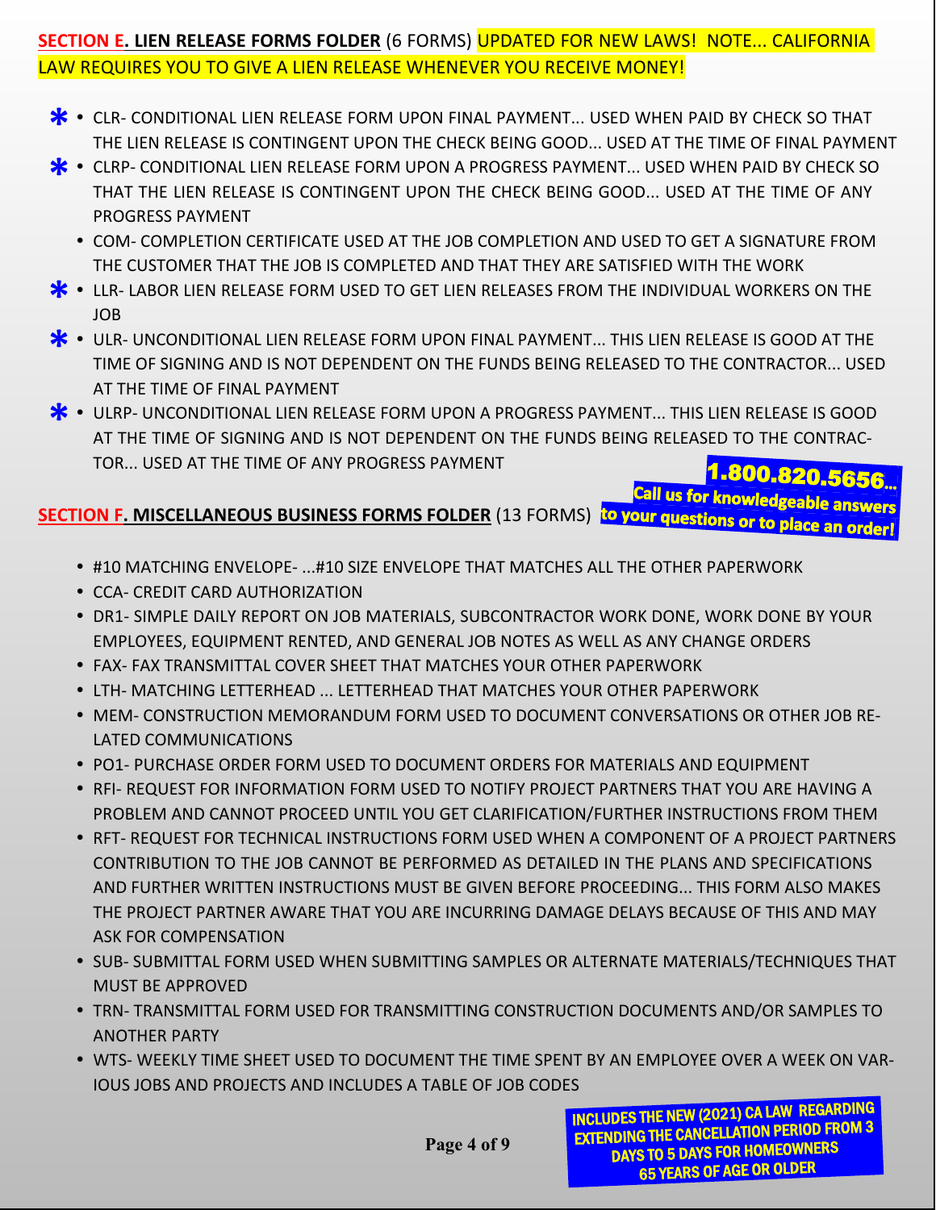## SECTION E. LIEN RELEASE FORMS FOLDER (6 FORMS) UPDATED FOR NEW LAWS! NOTE... CALIFORNIA LAW REQUIRES YOU TO GIVE A LIEN RELEASE WHENEVER YOU RECEIVE MONEY!

- * CLR- CONDITIONAL LIEN RELEASE FORM UPON FINAL PAYMENT... USED WHEN PAID BY CHECK SO THAT THE LIEN RELEASE IS CONTINGENT UPON THE CHECK BEING GOOD... USED AT THE TIME OF FINAL PAYMENT
- * CLRP- CONDITIONAL LIEN RELEASE FORM UPON A PROGRESS PAYMENT... USED WHEN PAID BY CHECK SO THAT THE LIEN RELEASE IS CONTINGENT UPON THE CHECK BEING GOOD... USED AT THE TIME OF ANY PROGRESS PAYMENT
- COM- COMPLETION CERTIFICATE USED AT THE JOB COMPLETION AND USED TO GET A SIGNATURE FROM THE CUSTOMER THAT THE JOB IS COMPLETED AND THAT THEY ARE SATISFIED WITH THE WORK
- * LLR- LABOR LIEN RELEASE FORM USED TO GET LIEN RELEASES FROM THE INDIVIDUAL WORKERS ON THE JOB
- * ULR- UNCONDITIONAL LIEN RELEASE FORM UPON FINAL PAYMENT... THIS LIEN RELEASE IS GOOD AT THE TIME OF SIGNING AND IS NOT DEPENDENT ON THE FUNDS BEING RELEASED TO THE CONTRACTOR... USED AT THE TIME OF FINAL PAYMENT
- * ULRP- UNCONDITIONAL LIEN RELEASE FORM UPON A PROGRESS PAYMENT... THIS LIEN RELEASE IS GOOD AT THE TIME OF SIGNING AND IS NOT DEPENDENT ON THE FUNDS BEING RELEASED TO THE CONTRACTOR... USED AT THE TIME OF ANY PROGRESS PAYMENT

**1.800.820.5656... Call us for knowledgeable answers to your questions or to place an order!**

## SECTION F. MISCELLANEOUS BUSINESS FORMS FOLDER (13 FORMS)

- #10 MATCHING ENVELOPE- ...#10 SIZE ENVELOPE THAT MATCHES ALL THE OTHER PAPERWORK
- CCA- CREDIT CARD AUTHORIZATION
- DR1- SIMPLE DAILY REPORT ON JOB MATERIALS, SUBCONTRACTOR WORK DONE, WORK DONE BY YOUR EMPLOYEES, EQUIPMENT RENTED, AND GENERAL JOB NOTES AS WELL AS ANY CHANGE ORDERS
- FAX- FAX TRANSMITTAL COVER SHEET THAT MATCHES YOUR OTHER PAPERWORK
- LTH- MATCHING LETTERHEAD ... LETTERHEAD THAT MATCHES YOUR OTHER PAPERWORK
- MEM- CONSTRUCTION MEMORANDUM FORM USED TO DOCUMENT CONVERSATIONS OR OTHER JOB RELATED COMMUNICATIONS
- PO1- PURCHASE ORDER FORM USED TO DOCUMENT ORDERS FOR MATERIALS AND EQUIPMENT
- RFI- REQUEST FOR INFORMATION FORM USED TO NOTIFY PROJECT PARTNERS THAT YOU ARE HAVING A PROBLEM AND CANNOT PROCEED UNTIL YOU GET CLARIFICATION/FURTHER INSTRUCTIONS FROM THEM
- RFT- REQUEST FOR TECHNICAL INSTRUCTIONS FORM USED WHEN A COMPONENT OF A PROJECT PARTNERS CONTRIBUTION TO THE JOB CANNOT BE PERFORMED AS DETAILED IN THE PLANS AND SPECIFICATIONS AND FURTHER WRITTEN INSTRUCTIONS MUST BE GIVEN BEFORE PROCEEDING... THIS FORM ALSO MAKES THE PROJECT PARTNER AWARE THAT YOU ARE INCURRING DAMAGE DELAYS BECAUSE OF THIS AND MAY ASK FOR COMPENSATION
- SUB- SUBMITTAL FORM USED WHEN SUBMITTING SAMPLES OR ALTERNATE MATERIALS/TECHNIQUES THAT MUST BE APPROVED
- TRN- TRANSMITTAL FORM USED FOR TRANSMITTING CONSTRUCTION DOCUMENTS AND/OR SAMPLES TO ANOTHER PARTY
- WTS- WEEKLY TIME SHEET USED TO DOCUMENT THE TIME SPENT BY AN EMPLOYEE OVER A WEEK ON VARIOUS JOBS AND PROJECTS AND INCLUDES A TABLE OF JOB CODES

**INCLUDES THE NEW (2021) CA LAW REGARDING EXTENDING THE CANCELLATION PERIOD FROM 3 DAYS TO 5 DAYS FOR HOMEOWNERS 65 YEARS OF AGE OR OLDER**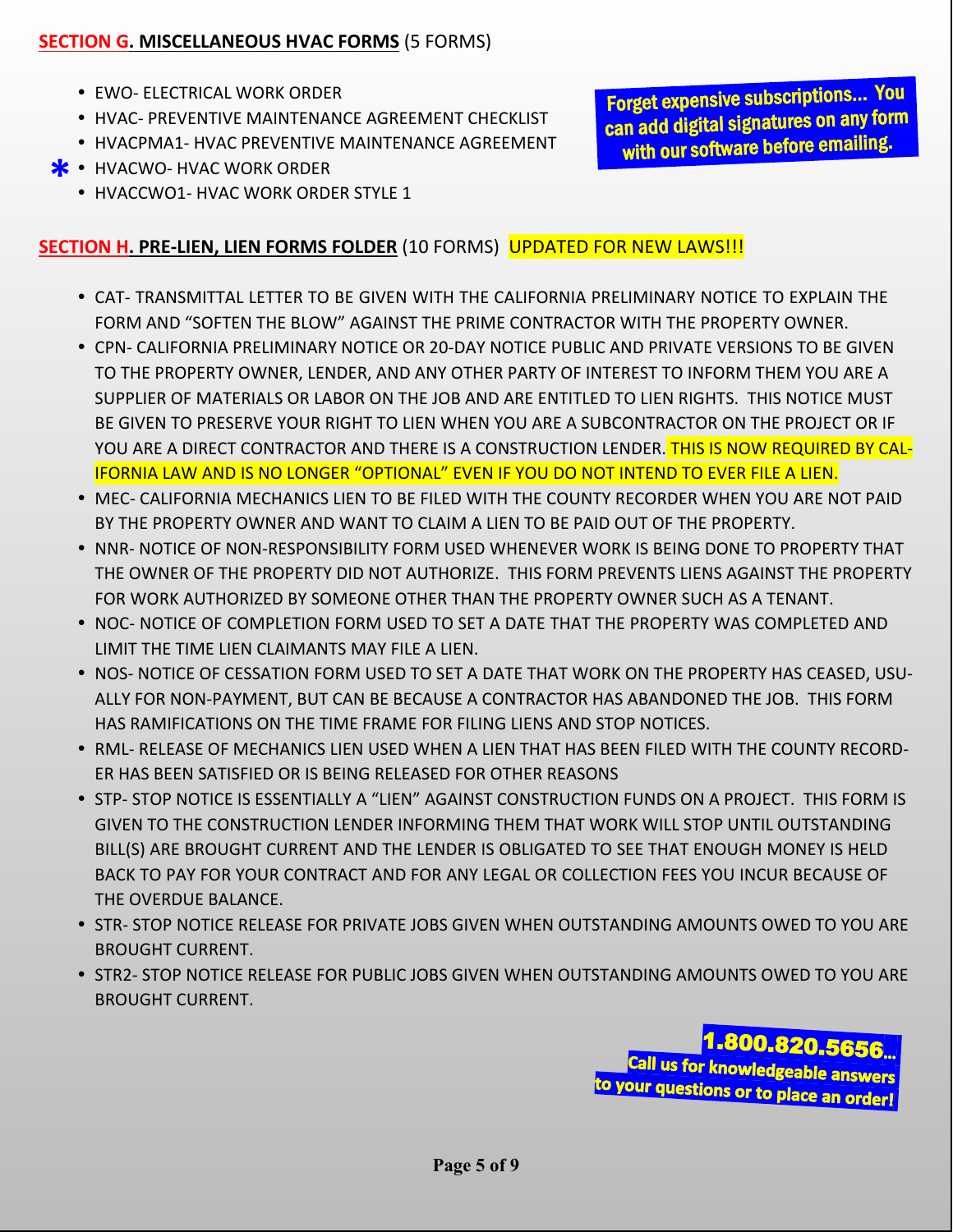## **SECTION G. MISCELLANEOUS HVAC FORMS** (5 FORMS)

- EWO- ELECTRICAL WORK ORDER
- HVAC- PREVENTIVE MAINTENANCE AGREEMENT CHECKLIST
- HVACPMA1- HVAC PREVENTIVE MAINTENANCE AGREEMENT
- * HVACWO- HVAC WORK ORDER
- HVACCWO1- HVAC WORK ORDER STYLE 1

**Forget expensive subscriptions... You can add digital signatures on any form with our software before emailing.**

## **SECTION H. PRE-LIEN, LIEN FORMS FOLDER** (10 FORMS) UPDATED FOR NEW LAWS!!!

- CAT- TRANSMITTAL LETTER TO BE GIVEN WITH THE CALIFORNIA PRELIMINARY NOTICE TO EXPLAIN THE FORM AND "SOFTEN THE BLOW" AGAINST THE PRIME CONTRACTOR WITH THE PROPERTY OWNER.
- CPN- CALIFORNIA PRELIMINARY NOTICE OR 20-DAY NOTICE PUBLIC AND PRIVATE VERSIONS TO BE GIVEN TO THE PROPERTY OWNER, LENDER, AND ANY OTHER PARTY OF INTEREST TO INFORM THEM YOU ARE A SUPPLIER OF MATERIALS OR LABOR ON THE JOB AND ARE ENTITLED TO LIEN RIGHTS. THIS NOTICE MUST BE GIVEN TO PRESERVE YOUR RIGHT TO LIEN WHEN YOU ARE A SUBCONTRACTOR ON THE PROJECT OR IF YOU ARE A DIRECT CONTRACTOR AND THERE IS A CONSTRUCTION LENDER. THIS IS NOW REQUIRED BY CALIFORNIA LAW AND IS NO LONGER "OPTIONAL" EVEN IF YOU DO NOT INTEND TO EVER FILE A LIEN.
- MEC- CALIFORNIA MECHANICS LIEN TO BE FILED WITH THE COUNTY RECORDER WHEN YOU ARE NOT PAID BY THE PROPERTY OWNER AND WANT TO CLAIM A LIEN TO BE PAID OUT OF THE PROPERTY.
- NNR- NOTICE OF NON-RESPONSIBILITY FORM USED WHENEVER WORK IS BEING DONE TO PROPERTY THAT THE OWNER OF THE PROPERTY DID NOT AUTHORIZE. THIS FORM PREVENTS LIENS AGAINST THE PROPERTY FOR WORK AUTHORIZED BY SOMEONE OTHER THAN THE PROPERTY OWNER SUCH AS A TENANT.
- NOC- NOTICE OF COMPLETION FORM USED TO SET A DATE THAT THE PROPERTY WAS COMPLETED AND LIMIT THE TIME LIEN CLAIMANTS MAY FILE A LIEN.
- NOS- NOTICE OF CESSATION FORM USED TO SET A DATE THAT WORK ON THE PROPERTY HAS CEASED, USUALLY FOR NON-PAYMENT, BUT CAN BE BECAUSE A CONTRACTOR HAS ABANDONED THE JOB. THIS FORM HAS RAMIFICATIONS ON THE TIME FRAME FOR FILING LIENS AND STOP NOTICES.
- RML- RELEASE OF MECHANICS LIEN USED WHEN A LIEN THAT HAS BEEN FILED WITH THE COUNTY RECORDER HAS BEEN SATISFIED OR IS BEING RELEASED FOR OTHER REASONS
- STP- STOP NOTICE IS ESSENTIALLY A "LIEN" AGAINST CONSTRUCTION FUNDS ON A PROJECT. THIS FORM IS GIVEN TO THE CONSTRUCTION LENDER INFORMING THEM THAT WORK WILL STOP UNTIL OUTSTANDING BILL(S) ARE BROUGHT CURRENT AND THE LENDER IS OBLIGATED TO SEE THAT ENOUGH MONEY IS HELD BACK TO PAY FOR YOUR CONTRACT AND FOR ANY LEGAL OR COLLECTION FEES YOU INCUR BECAUSE OF THE OVERDUE BALANCE.
- STR- STOP NOTICE RELEASE FOR PRIVATE JOBS GIVEN WHEN OUTSTANDING AMOUNTS OWED TO YOU ARE BROUGHT CURRENT.
- STR2- STOP NOTICE RELEASE FOR PUBLIC JOBS GIVEN WHEN OUTSTANDING AMOUNTS OWED TO YOU ARE BROUGHT CURRENT.

**1.800.820.5656... Call us for knowledgeable answers to your questions or to place an order!**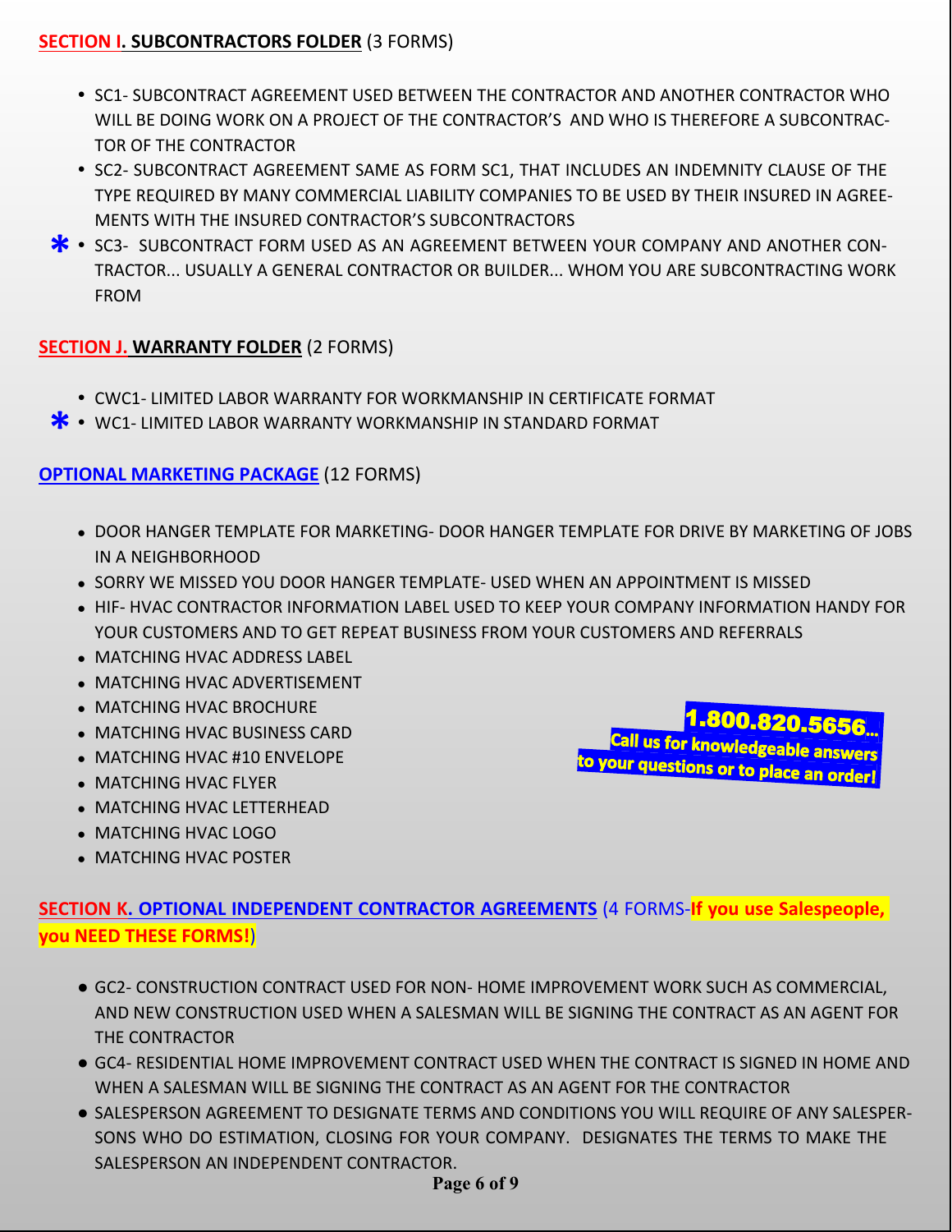## SECTION I. SUBCONTRACTORS FOLDER (3 FORMS)

- SC1- SUBCONTRACT AGREEMENT USED BETWEEN THE CONTRACTOR AND ANOTHER CONTRACTOR WHO WILL BE DOING WORK ON A PROJECT OF THE CONTRACTOR'S AND WHO IS THEREFORE A SUBCONTRACTOR OF THE CONTRACTOR
- SC2- SUBCONTRACT AGREEMENT SAME AS FORM SC1, THAT INCLUDES AN INDEMNITY CLAUSE OF THE TYPE REQUIRED BY MANY COMMERCIAL LIABILITY COMPANIES TO BE USED BY THEIR INSURED IN AGREEMENTS WITH THE INSURED CONTRACTOR'S SUBCONTRACTORS
- * SC3- SUBCONTRACT FORM USED AS AN AGREEMENT BETWEEN YOUR COMPANY AND ANOTHER CONTRACTOR... USUALLY A GENERAL CONTRACTOR OR BUILDER... WHOM YOU ARE SUBCONTRACTING WORK FROM

## SECTION J. WARRANTY FOLDER (2 FORMS)

- CWC1- LIMITED LABOR WARRANTY FOR WORKMANSHIP IN CERTIFICATE FORMAT
- * WC1- LIMITED LABOR WARRANTY WORKMANSHIP IN STANDARD FORMAT

## OPTIONAL MARKETING PACKAGE (12 FORMS)

- DOOR HANGER TEMPLATE FOR MARKETING- DOOR HANGER TEMPLATE FOR DRIVE BY MARKETING OF JOBS IN A NEIGHBORHOOD
- SORRY WE MISSED YOU DOOR HANGER TEMPLATE- USED WHEN AN APPOINTMENT IS MISSED
- HIF- HVAC CONTRACTOR INFORMATION LABEL USED TO KEEP YOUR COMPANY INFORMATION HANDY FOR YOUR CUSTOMERS AND TO GET REPEAT BUSINESS FROM YOUR CUSTOMERS AND REFERRALS
- MATCHING HVAC ADDRESS LABEL
- MATCHING HVAC ADVERTISEMENT
- MATCHING HVAC BROCHURE
- MATCHING HVAC BUSINESS CARD
- MATCHING HVAC #10 ENVELOPE
- MATCHING HVAC FLYER
- MATCHING HVAC LETTERHEAD
- MATCHING HVAC LOGO
- MATCHING HVAC POSTER

**1.800.820.5656... Call us for knowledgeable answers to your questions or to place an order!**

## SECTION K. OPTIONAL INDEPENDENT CONTRACTOR AGREEMENTS (4 FORMS-**If you use Salespeople, you NEED THESE FORMS!**)

- GC2- CONSTRUCTION CONTRACT USED FOR NON- HOME IMPROVEMENT WORK SUCH AS COMMERCIAL, AND NEW CONSTRUCTION USED WHEN A SALESMAN WILL BE SIGNING THE CONTRACT AS AN AGENT FOR THE CONTRACTOR
- GC4- RESIDENTIAL HOME IMPROVEMENT CONTRACT USED WHEN THE CONTRACT IS SIGNED IN HOME AND WHEN A SALESMAN WILL BE SIGNING THE CONTRACT AS AN AGENT FOR THE CONTRACTOR
- SALESPERSON AGREEMENT TO DESIGNATE TERMS AND CONDITIONS YOU WILL REQUIRE OF ANY SALESPERSONS WHO DO ESTIMATION, CLOSING FOR YOUR COMPANY. DESIGNATES THE TERMS TO MAKE THE SALESPERSON AN INDEPENDENT CONTRACTOR.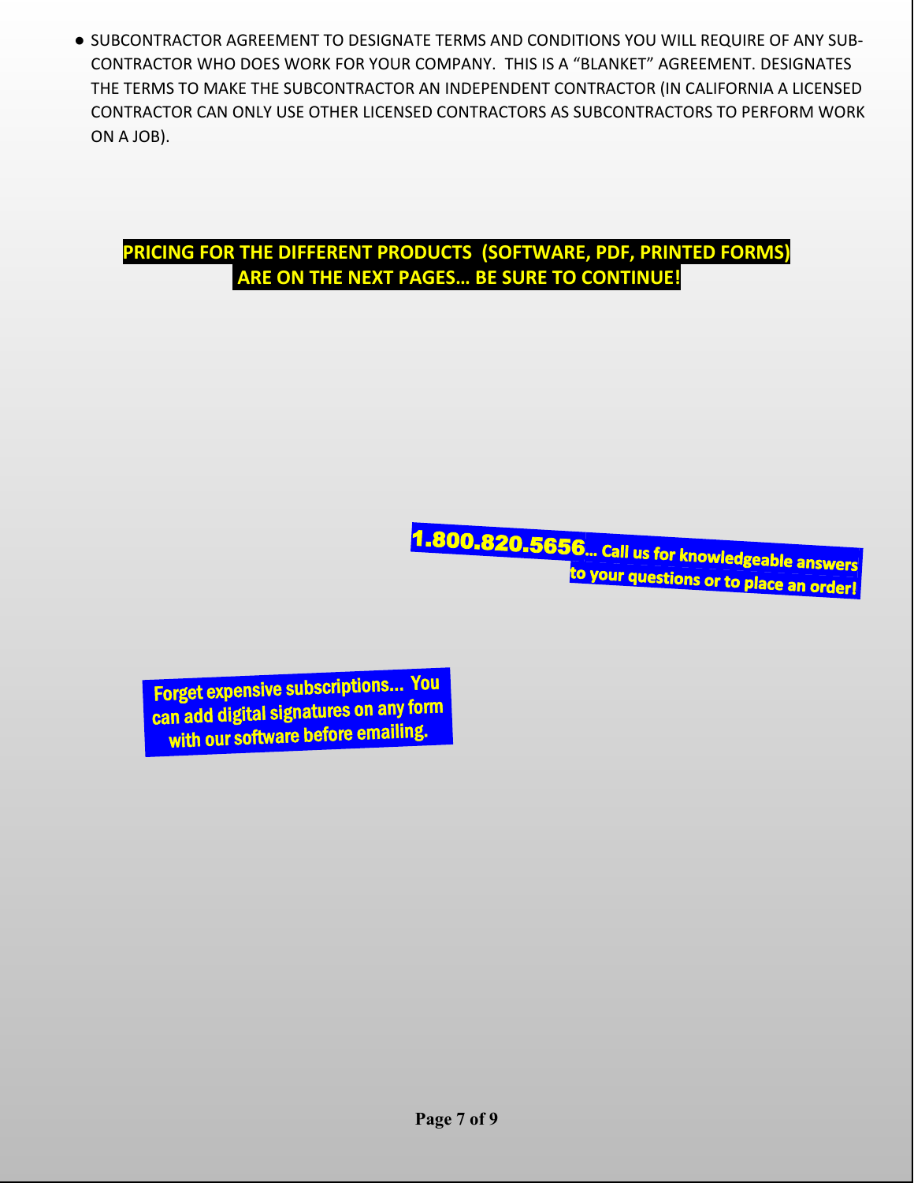- SUBCONTRACTOR AGREEMENT TO DESIGNATE TERMS AND CONDITIONS YOU WILL REQUIRE OF ANY SUB-CONTRACTOR WHO DOES WORK FOR YOUR COMPANY. THIS IS A "BLANKET" AGREEMENT. DESIGNATES THE TERMS TO MAKE THE SUBCONTRACTOR AN INDEPENDENT CONTRACTOR (IN CALIFORNIA A LICENSED CONTRACTOR CAN ONLY USE OTHER LICENSED CONTRACTORS AS SUBCONTRACTORS TO PERFORM WORK ON A JOB).

**PRICING FOR THE DIFFERENT PRODUCTS (SOFTWARE, PDF, PRINTED FORMS) ARE ON THE NEXT PAGES… BE SURE TO CONTINUE!**

**1.800.820.5656… Call us for knowledgeable answers to your questions or to place an order!**

**Forget expensive subscriptions… You can add digital signatures on any form with our software before emailing.**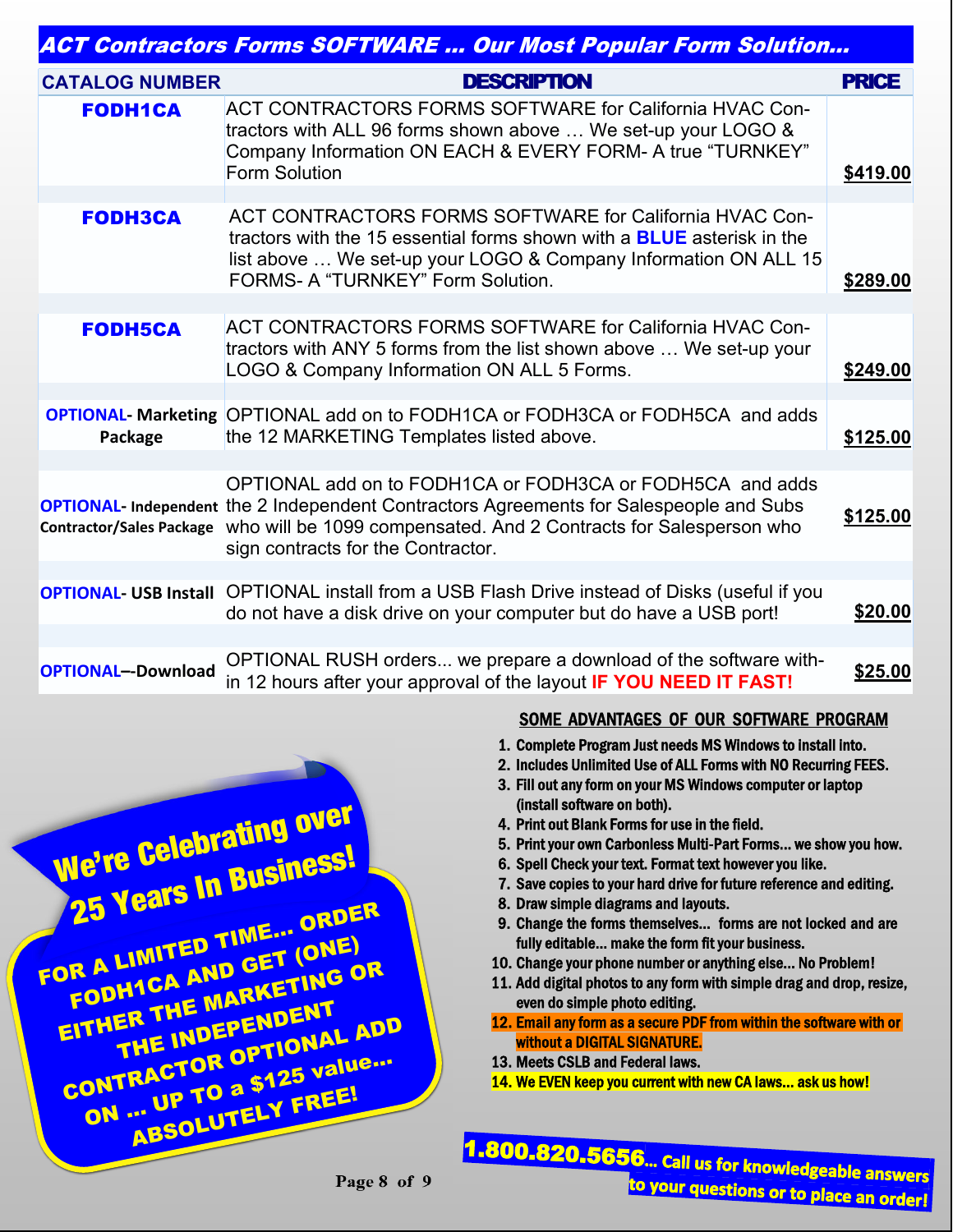## ACT Contractors Forms SOFTWARE ... Our Most Popular Form Solution...

| CATALOG NUMBER | DESCRIPTION | PRICE |
|---|---|---|
| **FODH1CA** | ACT CONTRACTORS FORMS SOFTWARE for California HVAC Contractors with ALL 96 forms shown above … We set-up your LOGO & Company Information ON EACH & EVERY FORM- A true "TURNKEY" Form Solution | **$419.00** |
| **FODH3CA** | ACT CONTRACTORS FORMS SOFTWARE for California HVAC Contractors with the 15 essential forms shown with a **BLUE** asterisk in the list above … We set-up your LOGO & Company Information ON ALL 15 FORMS- A "TURNKEY" Form Solution. | **$289.00** |
| **FODH5CA** | ACT CONTRACTORS FORMS SOFTWARE for California HVAC Contractors with ANY 5 forms from the list shown above … We set-up your LOGO & Company Information ON ALL 5 Forms. | **$249.00** |
| **OPTIONAL- Marketing Package** | OPTIONAL add on to FODH1CA or FODH3CA or FODH5CA and adds the 12 MARKETING Templates listed above. | **$125.00** |
| **OPTIONAL- Independent Contractor/Sales Package** | OPTIONAL add on to FODH1CA or FODH3CA or FODH5CA and adds the 2 Independent Contractors Agreements for Salespeople and Subs who will be 1099 compensated. And 2 Contracts for Salesperson who sign contracts for the Contractor. | **$125.00** |
| **OPTIONAL- USB Install** | OPTIONAL install from a USB Flash Drive instead of Disks (useful if you do not have a disk drive on your computer but do have a USB port! | **$20.00** |
| **OPTIONAL--Download** | OPTIONAL RUSH orders... we prepare a download of the software within 12 hours after your approval of the layout **IF YOU NEED IT FAST!** | **$25.00** |

**We're Celebrating over 25 Years In Business!**

**FOR A LIMITED TIME... ORDER FODH1CA AND GET (ONE) EITHER THE MARKETING OR THE INDEPENDENT CONTRACTOR OPTIONAL ADD ON ... UP TO a $125 value... ABSOLUTELY FREE!**

### SOME ADVANTAGES OF OUR SOFTWARE PROGRAM

1. Complete Program Just needs MS Windows to install into.
2. Includes Unlimited Use of ALL Forms with NO Recurring FEES.
3. Fill out any form on your MS Windows computer or laptop (install software on both).
4. Print out Blank Forms for use in the field.
5. Print your own Carbonless Multi-Part Forms... we show you how.
6. Spell Check your text. Format text however you like.
7. Save copies to your hard drive for future reference and editing.
8. Draw simple diagrams and layouts.
9. Change the forms themselves... forms are not locked and are fully editable... make the form fit your business.
10. Change your phone number or anything else... No Problem!
11. Add digital photos to any form with simple drag and drop, resize, even do simple photo editing.
12. Email any form as a secure PDF from within the software with or without a DIGITAL SIGNATURE.
13. Meets CSLB and Federal laws.
14. We EVEN keep you current with new CA laws... ask us how!

**1.800.820.5656... Call us for knowledgeable answers to your questions or to place an order!**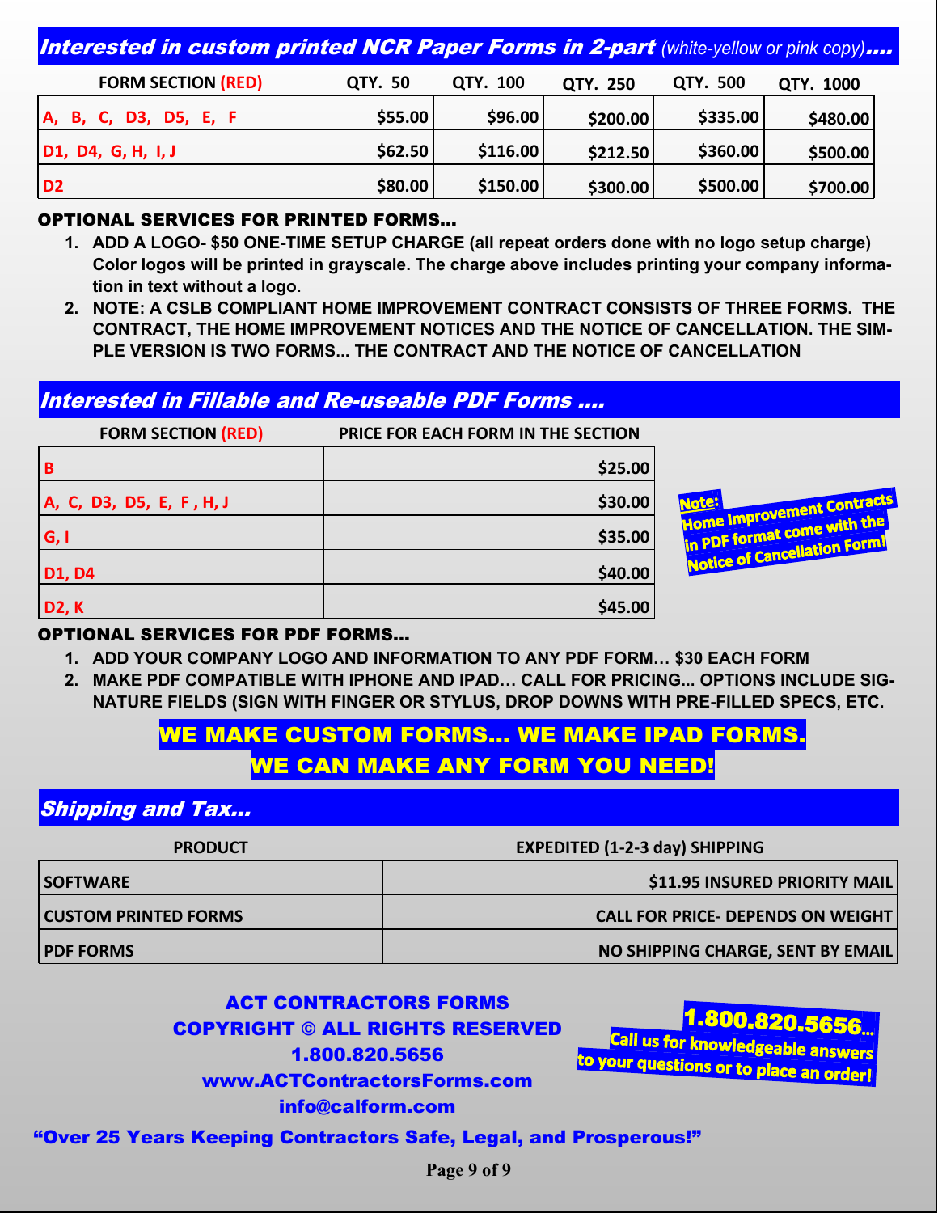## *Interested in custom printed NCR Paper Forms in 2-part* *(white-yellow or pink copy)....*

| FORM SECTION (RED) | QTY. 50 | QTY. 100 | QTY. 250 | QTY. 500 | QTY. 1000 |
|---|---|---|---|---|---|
| A, B, C, D3, D5, E, F | $55.00 | $96.00 | $200.00 | $335.00 | $480.00 |
| D1, D4, G, H, I, J | $62.50 | $116.00 | $212.50 | $360.00 | $500.00 |
| D2 | $80.00 | $150.00 | $300.00 | $500.00 | $700.00 |

**OPTIONAL SERVICES FOR PRINTED FORMS...**

1. **ADD A LOGO- $50 ONE-TIME SETUP CHARGE (all repeat orders done with no logo setup charge) Color logos will be printed in grayscale. The charge above includes printing your company information in text without a logo.**
2. **NOTE: A CSLB COMPLIANT HOME IMPROVEMENT CONTRACT CONSISTS OF THREE FORMS. THE CONTRACT, THE HOME IMPROVEMENT NOTICES AND THE NOTICE OF CANCELLATION. THE SIMPLE VERSION IS TWO FORMS... THE CONTRACT AND THE NOTICE OF CANCELLATION**

## *Interested in Fillable and Re-useable PDF Forms ....*

| FORM SECTION (RED) | PRICE FOR EACH FORM IN THE SECTION |
|---|---|
| B | $25.00 |
| A, C, D3, D5, E, F, H, J | $30.00 |
| G, I | $35.00 |
| D1, D4 | $40.00 |
| D2, K | $45.00 |

**Note:** Home Improvement Contracts in PDF format come with the Notice of Cancellation Form!

**OPTIONAL SERVICES FOR PDF FORMS...**

1. **ADD YOUR COMPANY LOGO AND INFORMATION TO ANY PDF FORM... $30 EACH FORM**
2. **MAKE PDF COMPATIBLE WITH IPHONE AND IPAD... CALL FOR PRICING... OPTIONS INCLUDE SIGNATURE FIELDS (SIGN WITH FINGER OR STYLUS, DROP DOWNS WITH PRE-FILLED SPECS, ETC.**

**WE MAKE CUSTOM FORMS... WE MAKE IPAD FORMS.**
**WE CAN MAKE ANY FORM YOU NEED!**

## *Shipping and Tax...*

| PRODUCT | EXPEDITED (1-2-3 day) SHIPPING |
|---|---|
| SOFTWARE | $11.95 INSURED PRIORITY MAIL |
| CUSTOM PRINTED FORMS | CALL FOR PRICE- DEPENDS ON WEIGHT |
| PDF FORMS | NO SHIPPING CHARGE, SENT BY EMAIL |

**ACT CONTRACTORS FORMS**
**COPYRIGHT © ALL RIGHTS RESERVED**
**1.800.820.5656**
**www.ACTContractorsForms.com**
**info@calform.com**

**1.800.820.5656...**
**Call us for knowledgeable answers to your questions or to place an order!**

**"Over 25 Years Keeping Contractors Safe, Legal, and Prosperous!"**